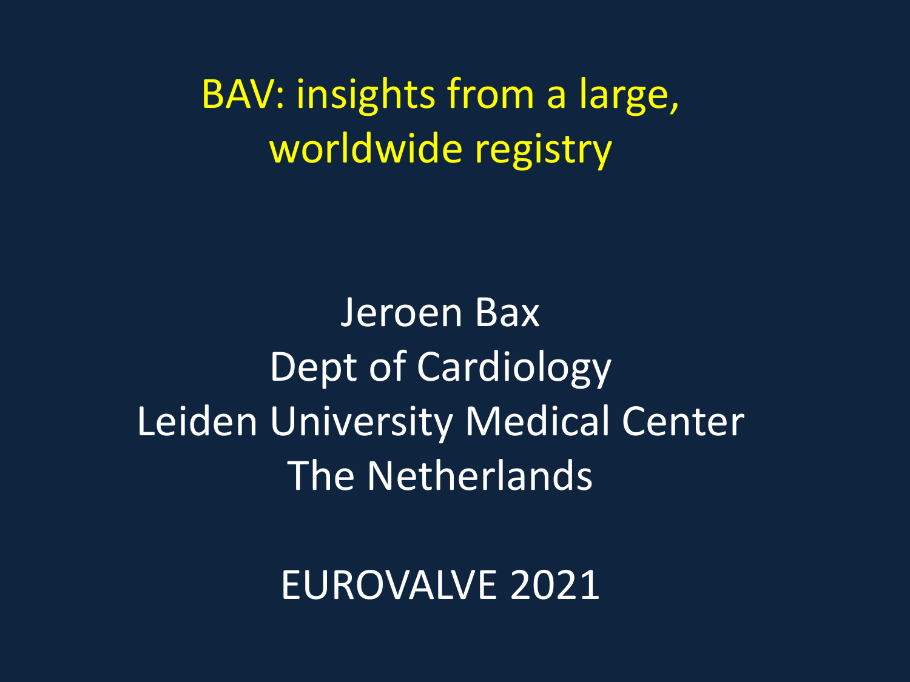# BAV: insights from a large, worldwide registry

Jeroen Bax
Dept of Cardiology
Leiden University Medical Center
The Netherlands

EUROVALVE 2021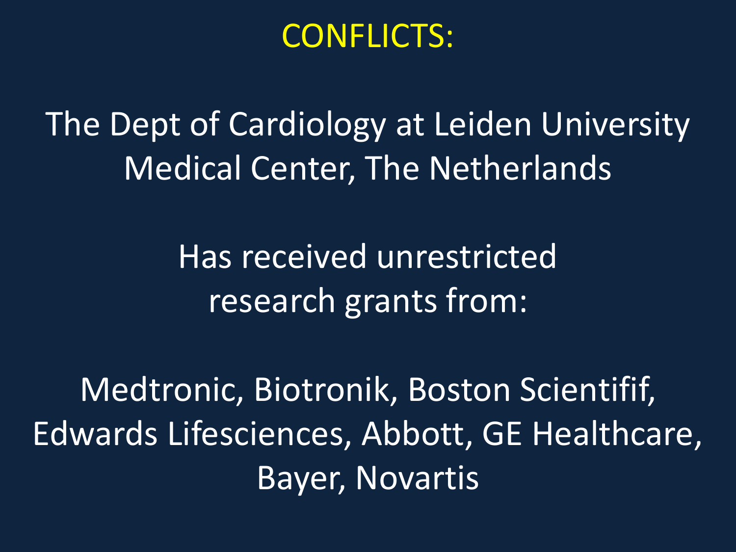# CONFLICTS:

The Dept of Cardiology at Leiden University Medical Center, The Netherlands

Has received unrestricted research grants from:

Medtronic, Biotronik, Boston Scientifif, Edwards Lifesciences, Abbott, GE Healthcare, Bayer, Novartis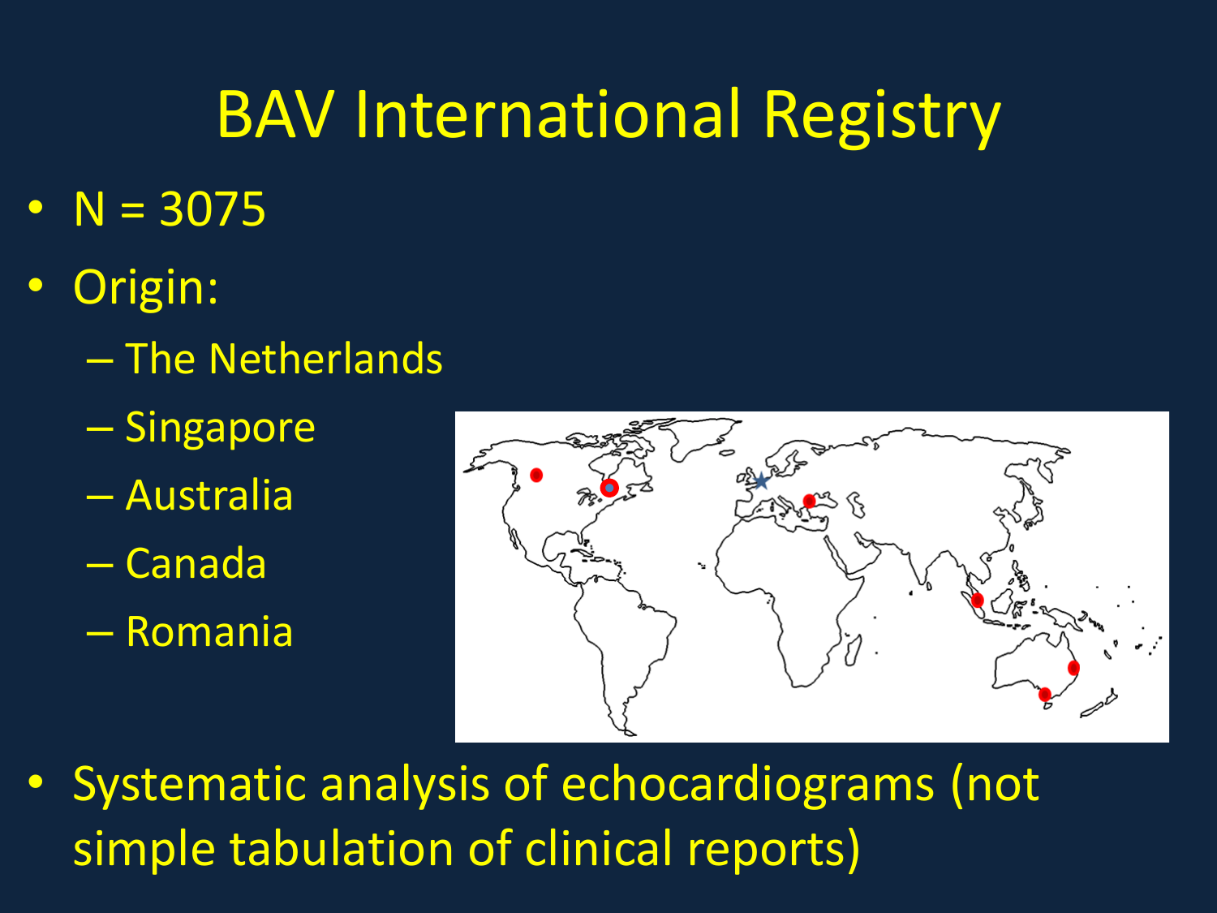# BAV International Registry

- N = 3075
- Origin:
  - The Netherlands
  - Singapore
  - Australia
  - Canada
  - Romania
- Systematic analysis of echocardiograms (not simple tabulation of clinical reports)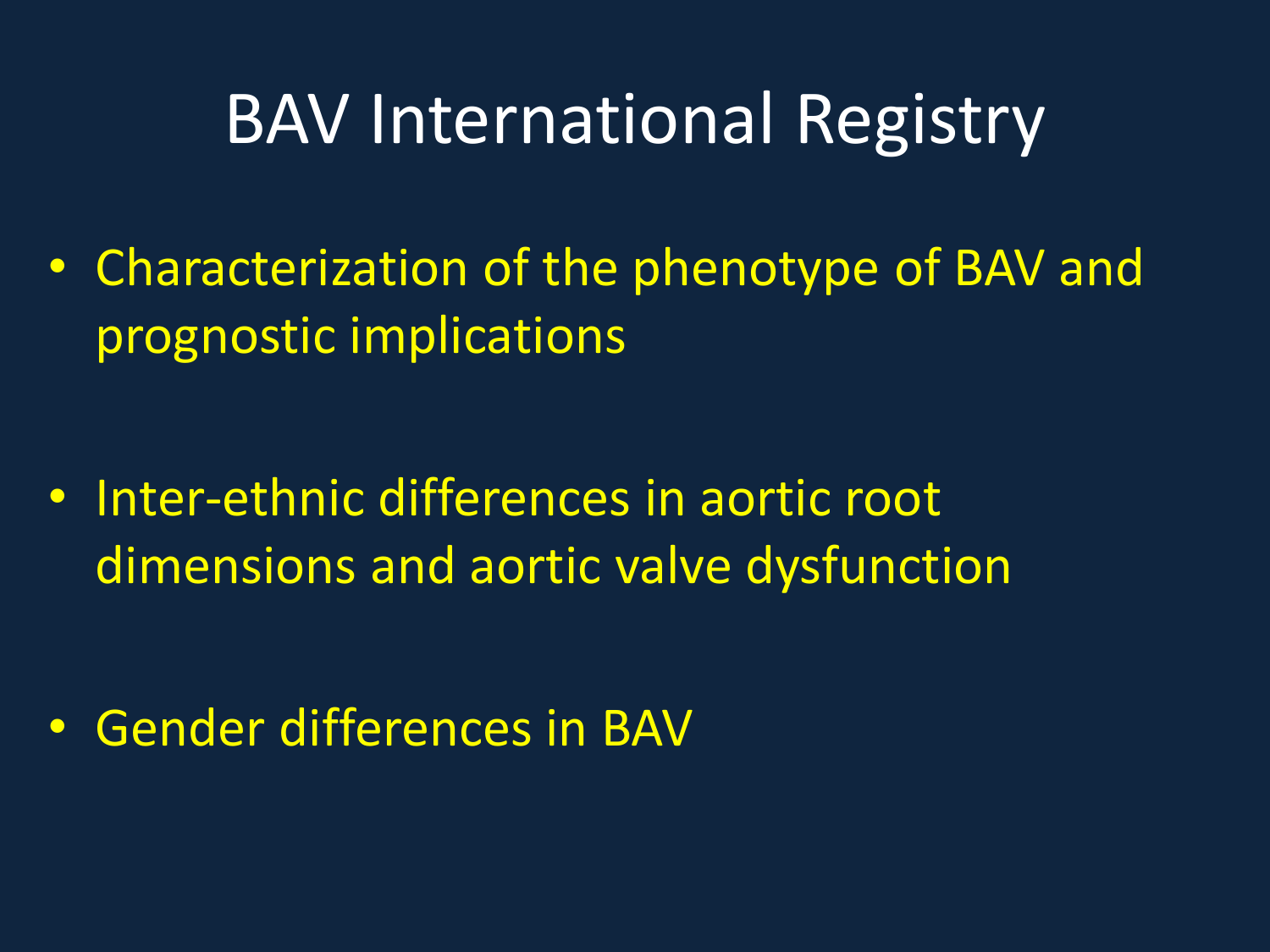# BAV International Registry

- Characterization of the phenotype of BAV and prognostic implications
- Inter-ethnic differences in aortic root dimensions and aortic valve dysfunction
- Gender differences in BAV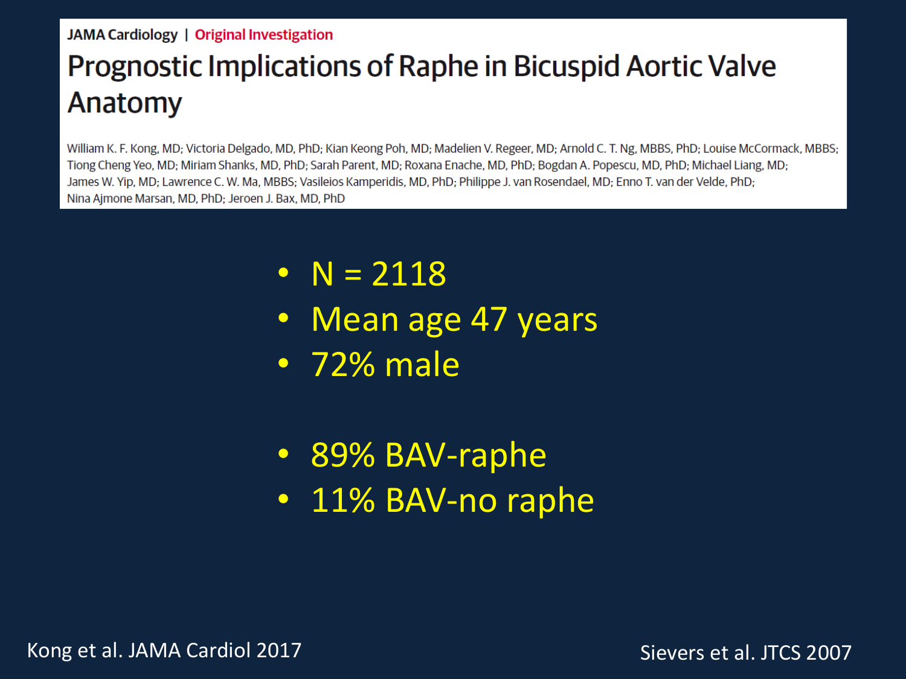JAMA Cardiology | Original Investigation

# Prognostic Implications of Raphe in Bicuspid Aortic Valve Anatomy

William K. F. Kong, MD; Victoria Delgado, MD, PhD; Kian Keong Poh, MD; Madelien V. Regeer, MD; Arnold C. T. Ng, MBBS, PhD; Louise McCormack, MBBS; Tiong Cheng Yeo, MD; Miriam Shanks, MD, PhD; Sarah Parent, MD; Roxana Enache, MD, PhD; Bogdan A. Popescu, MD, PhD; Michael Liang, MD; James W. Yip, MD; Lawrence C. W. Ma, MBBS; Vasileios Kamperidis, MD, PhD; Philippe J. van Rosendael, MD; Enno T. van der Velde, PhD; Nina Ajmone Marsan, MD, PhD; Jeroen J. Bax, MD, PhD

- N = 2118
- Mean age 47 years
- 72% male

- 89% BAV-raphe
- 11% BAV-no raphe

Kong et al. JAMA Cardiol 2017

Sievers et al. JTCS 2007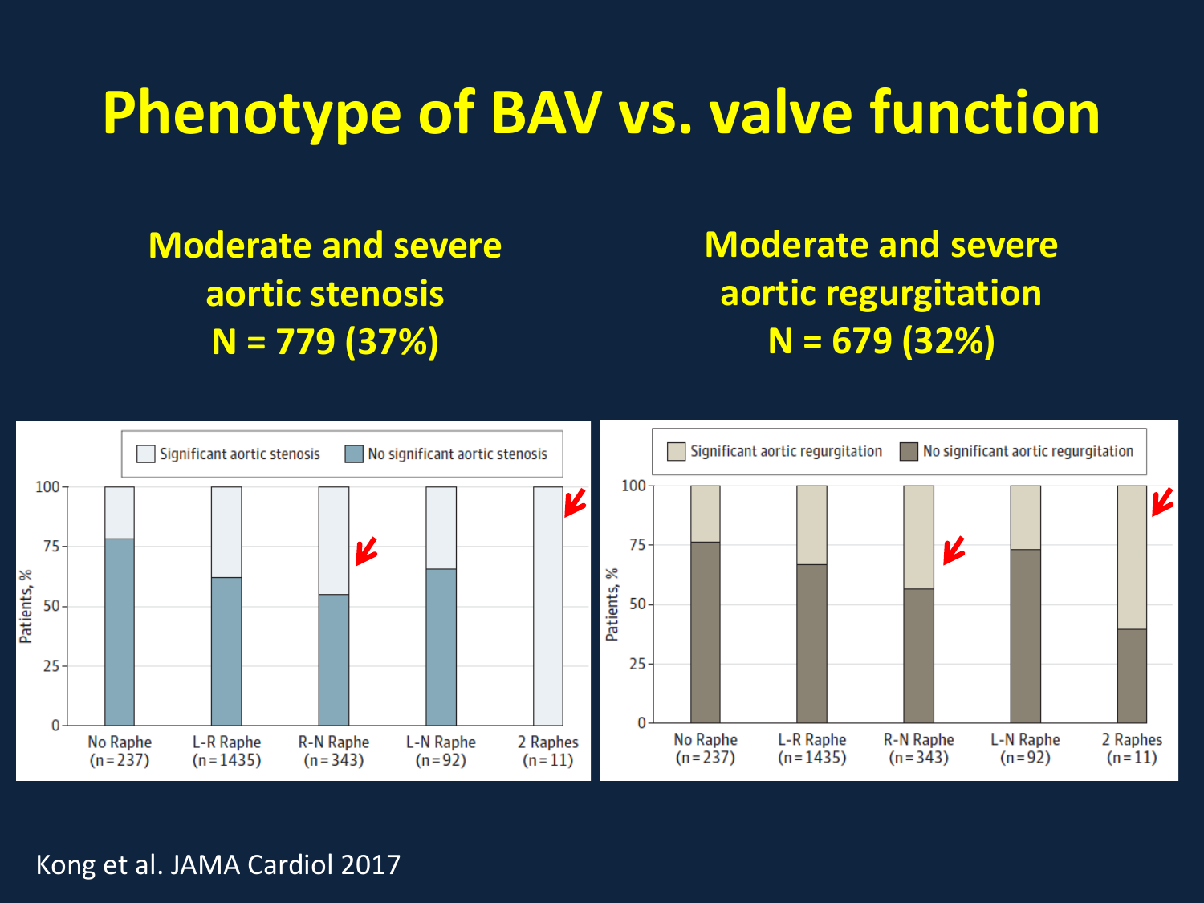# Phenotype of BAV vs. valve function

## Moderate and severe aortic stenosis N = 779 (37%)

Significant aortic stenosis
No significant aortic stenosis

Patients, %

100
75
50
25
0

No Raphe (n=237)
L-R Raphe (n=1435)
R-N Raphe (n=343)
L-N Raphe (n=92)
2 Raphes (n=11)

## Moderate and severe aortic regurgitation N = 679 (32%)

Significant aortic regurgitation
No significant aortic regurgitation

Patients, %

100
75
50
25
0

No Raphe (n=237)
L-R Raphe (n=1435)
R-N Raphe (n=343)
L-N Raphe (n=92)
2 Raphes (n=11)

Kong et al. JAMA Cardiol 2017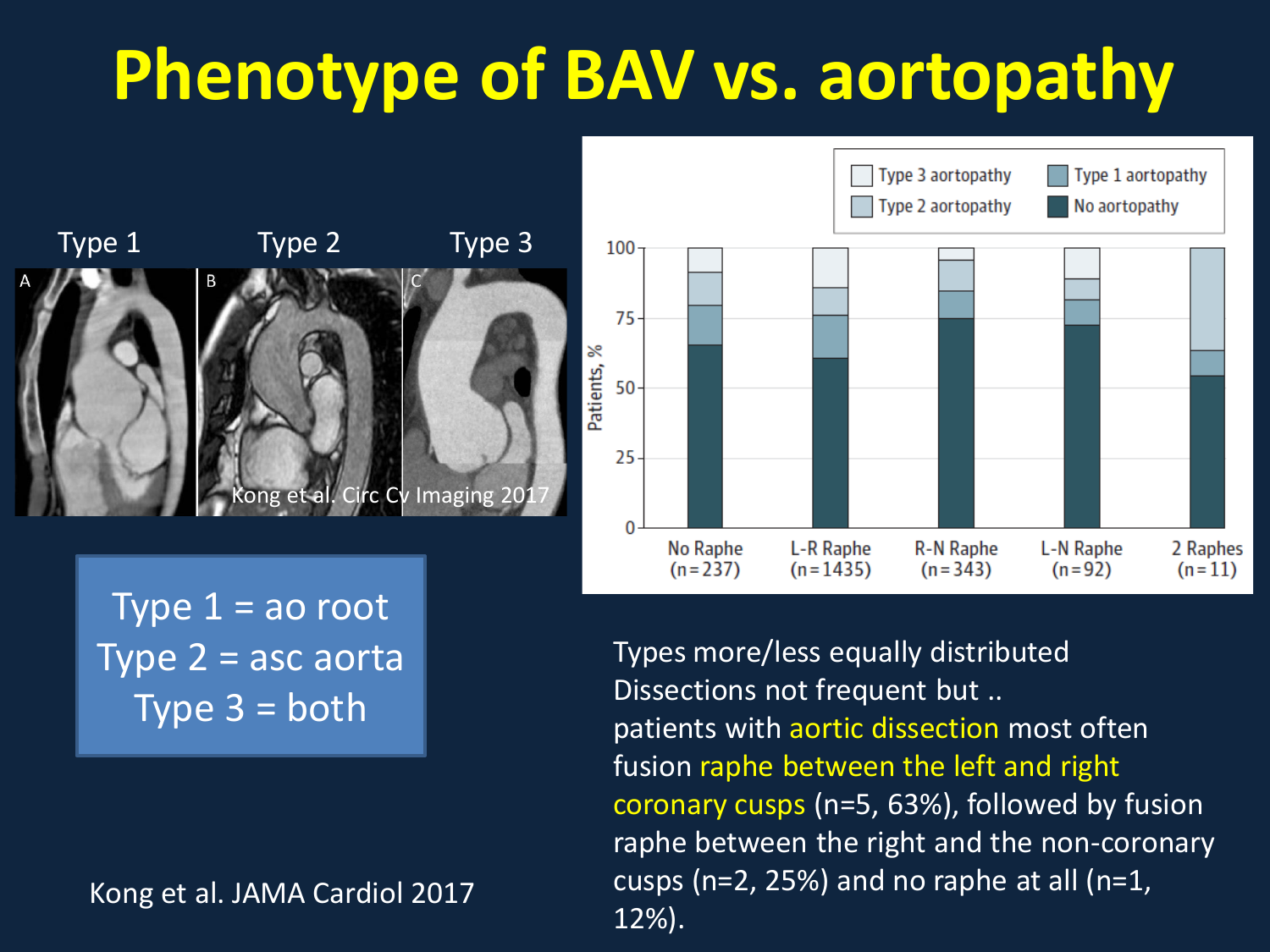# Phenotype of BAV vs. aortopathy

Type 1 Type 2 Type 3

A B C

Kong et al. Circ Cv Imaging 2017

Type 1 = ao root
Type 2 = asc aorta
Type 3 = both

Type 3 aortopathy
Type 2 aortopathy
Type 1 aortopathy
No aortopathy

Patients, %

100
75
50
25
0

No Raphe (n = 237)
L-R Raphe (n = 1435)
R-N Raphe (n = 343)
L-N Raphe (n = 92)
2 Raphes (n = 11)

Types more/less equally distributed
Dissections not frequent but ..
patients with aortic dissection most often fusion raphe between the left and right coronary cusps (n=5, 63%), followed by fusion raphe between the right and the non-coronary cusps (n=2, 25%) and no raphe at all (n=1, 12%).

Kong et al. JAMA Cardiol 2017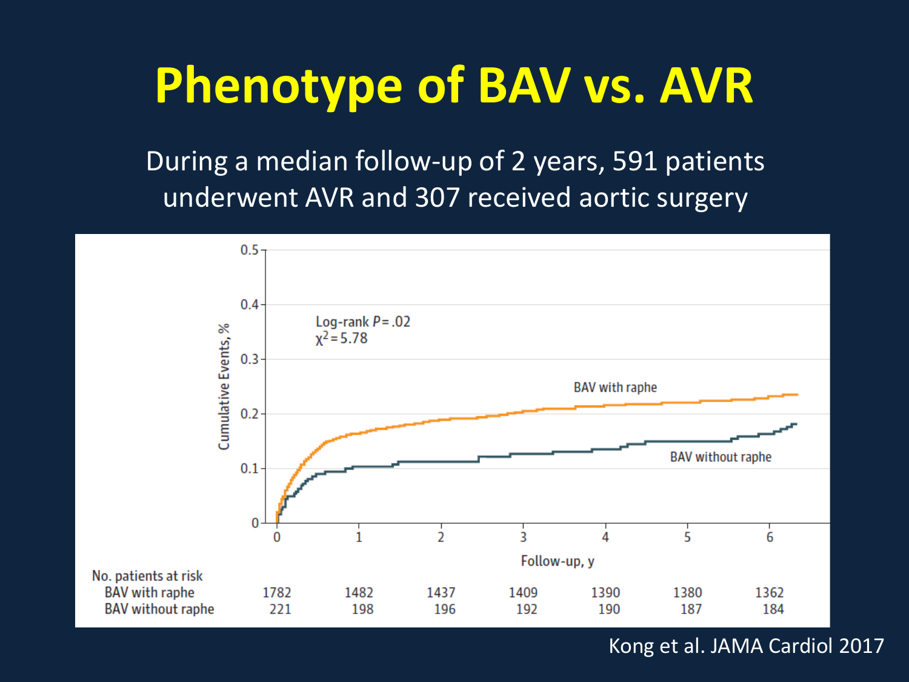# Phenotype of BAV vs. AVR

During a median follow-up of 2 years, 591 patients underwent AVR and 307 received aortic surgery

Log-rank $P = .02$
$\chi^2 = 5.78$

Cumulative Events, %

0.5
0.4
0.3
0.2
0.1
0

BAV with raphe

BAV without raphe

0 1 2 3 4 5 6

Follow-up, y

No. patients at risk
BAV with raphe 1782 1482 1437 1409 1390 1380 1362
BAV without raphe 221 198 196 192 190 187 184

Kong et al. JAMA Cardiol 2017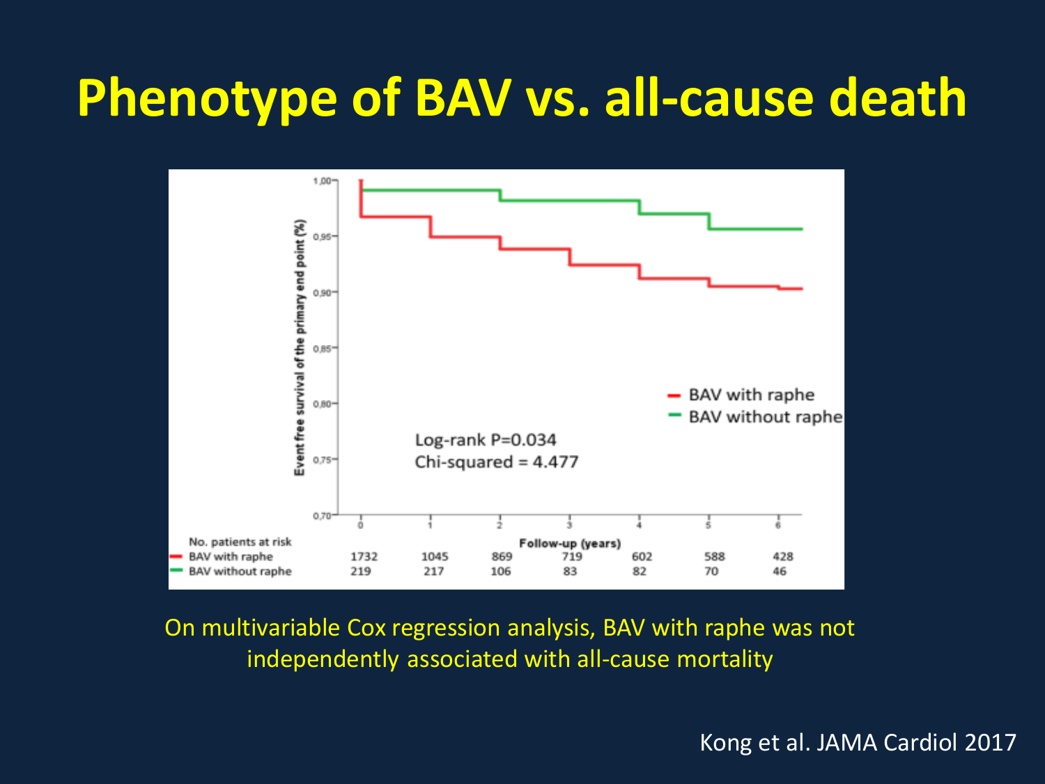# Phenotype of BAV vs. all-cause death

Event free survival of the primary end point (%)

1,00
0,95
0,90
0,85
0,80
0,75
0,70

0 1 2 3 4 5 6

Follow-up (years)

BAV with raphe
BAV without raphe

Log-rank P=0.034
Chi-squared = 4.477

No. patients at risk

BAV with raphe 1732 1045 869 719 602 588 428

BAV without raphe 219 217 106 83 82 70 46

On multivariable Cox regression analysis, BAV with raphe was not independently associated with all-cause mortality

Kong et al. JAMA Cardiol 2017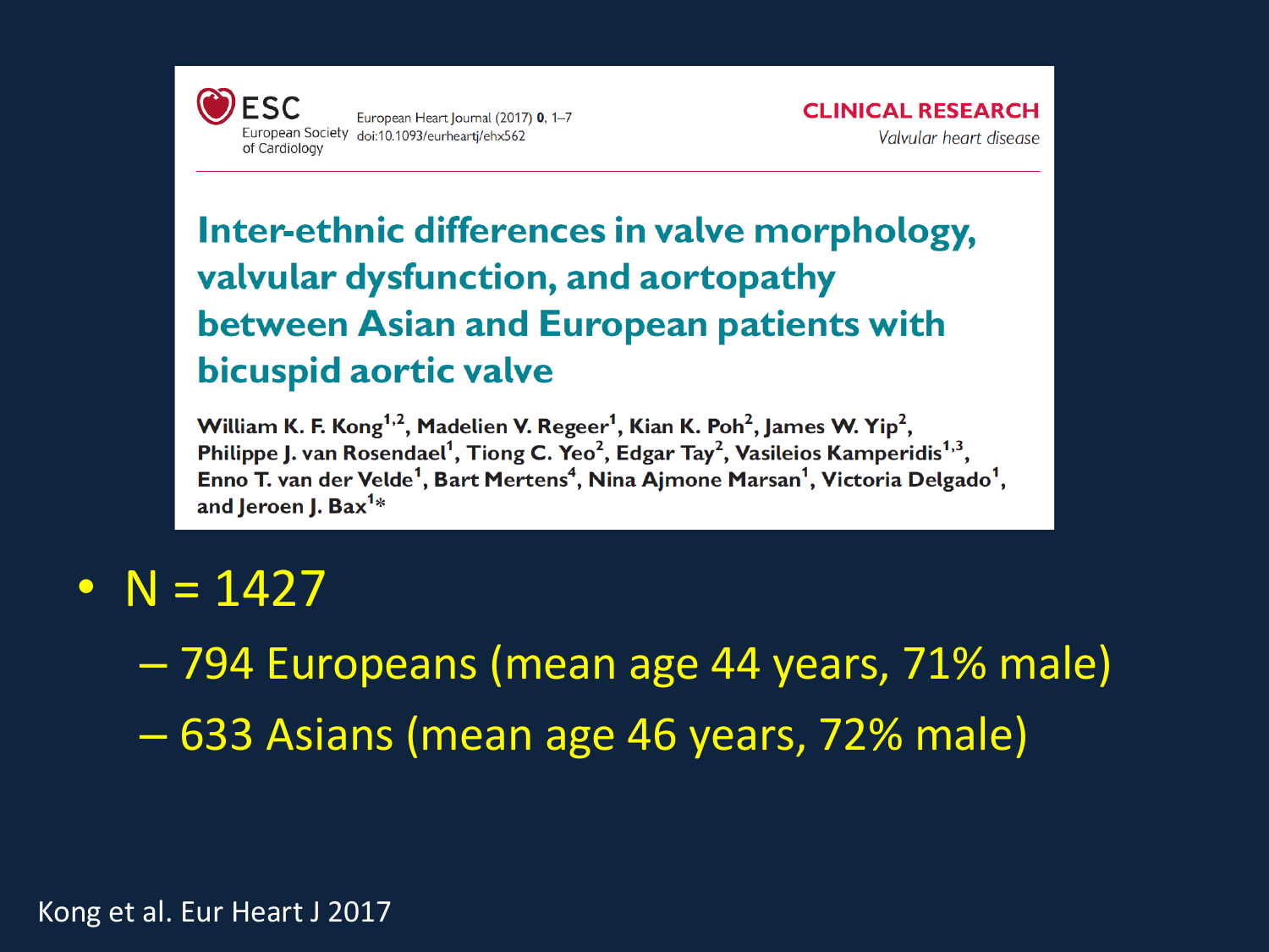ESC European Society of Cardiology

European Heart Journal (2017) **0**, 1–7
doi:10.1093/eurheartj/ehx562

**CLINICAL RESEARCH**
*Valvular heart disease*

# Inter-ethnic differences in valve morphology, valvular dysfunction, and aortopathy between Asian and European patients with bicuspid aortic valve

**William K. F. Kong[1,2], Madelien V. Regeer[1], Kian K. Poh[2], James W. Yip[2], Philippe J. van Rosendael[1], Tiong C. Yeo[2], Edgar Tay[2], Vasileios Kamperidis[1,3], Enno T. van der Velde[1], Bart Mertens[4], Nina Ajmone Marsan[1], Victoria Delgado[1], and Jeroen J. Bax[1*]**

- N = 1427
  - 794 Europeans (mean age 44 years, 71% male)
  - 633 Asians (mean age 46 years, 72% male)

Kong et al. Eur Heart J 2017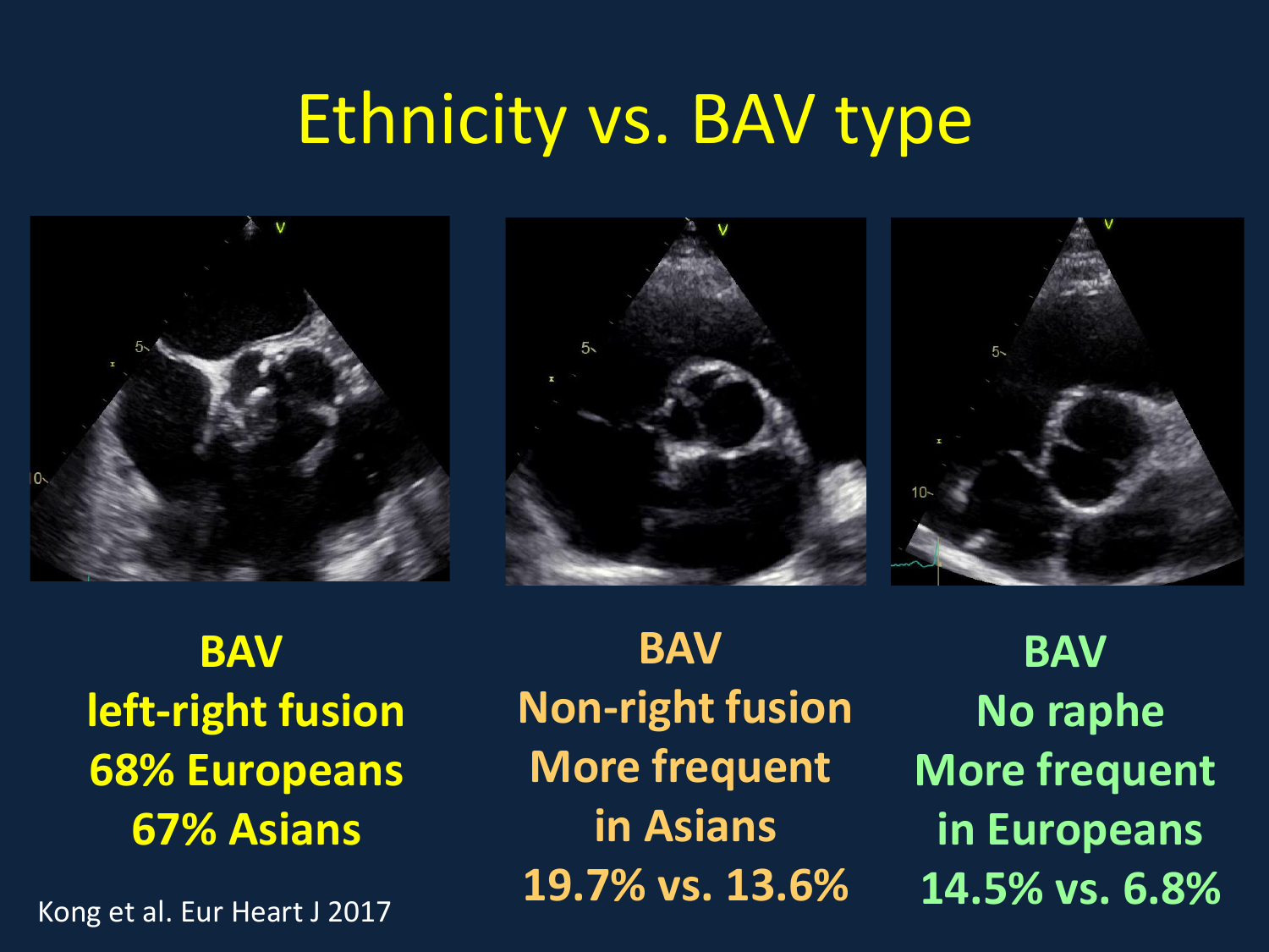# Ethnicity vs. BAV type

**BAV**
**left-right fusion**
**68% Europeans**
**67% Asians**

**BAV**
**Non-right fusion**
**More frequent in Asians**
**19.7% vs. 13.6%**

**BAV**
**No raphe**
**More frequent in Europeans**
**14.5% vs. 6.8%**

Kong et al. Eur Heart J 2017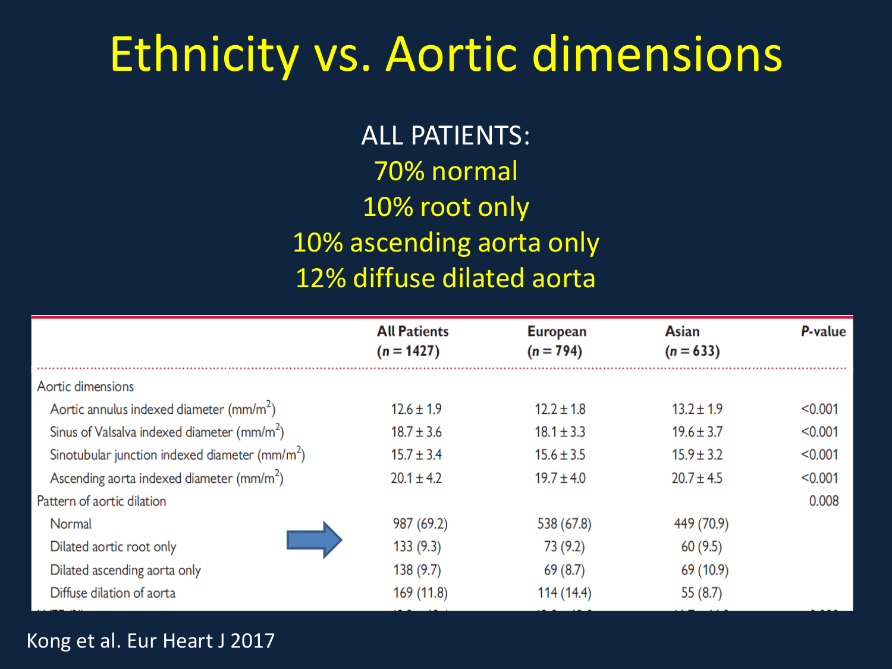# Ethnicity vs. Aortic dimensions

ALL PATIENTS:

70% normal

10% root only

10% ascending aorta only

12% diffuse dilated aorta

| | All Patients ($n = 1427$) | European ($n = 794$) | Asian ($n = 633$) | *P*-value |
|---|---|---|---|---|
| Aortic dimensions | | | | |
| Aortic annulus indexed diameter ($mm/m^2$) | 12.6 ± 1.9 | 12.2 ± 1.8 | 13.2 ± 1.9 | <0.001 |
| Sinus of Valsalva indexed diameter ($mm/m^2$) | 18.7 ± 3.6 | 18.1 ± 3.3 | 19.6 ± 3.7 | <0.001 |
| Sinotubular junction indexed diameter ($mm/m^2$) | 15.7 ± 3.4 | 15.6 ± 3.5 | 15.9 ± 3.2 | <0.001 |
| Ascending aorta indexed diameter ($mm/m^2$) | 20.1 ± 4.2 | 19.7 ± 4.0 | 20.7 ± 4.5 | <0.001 |
| Pattern of aortic dilation | | | | 0.008 |
| Normal | 987 (69.2) | 538 (67.8) | 449 (70.9) | |
| Dilated aortic root only | 133 (9.3) | 73 (9.2) | 60 (9.5) | |
| Dilated ascending aorta only | 138 (9.7) | 69 (8.7) | 69 (10.9) | |
| Diffuse dilation of aorta | 169 (11.8) | 114 (14.4) | 55 (8.7) | |

Kong et al. Eur Heart J 2017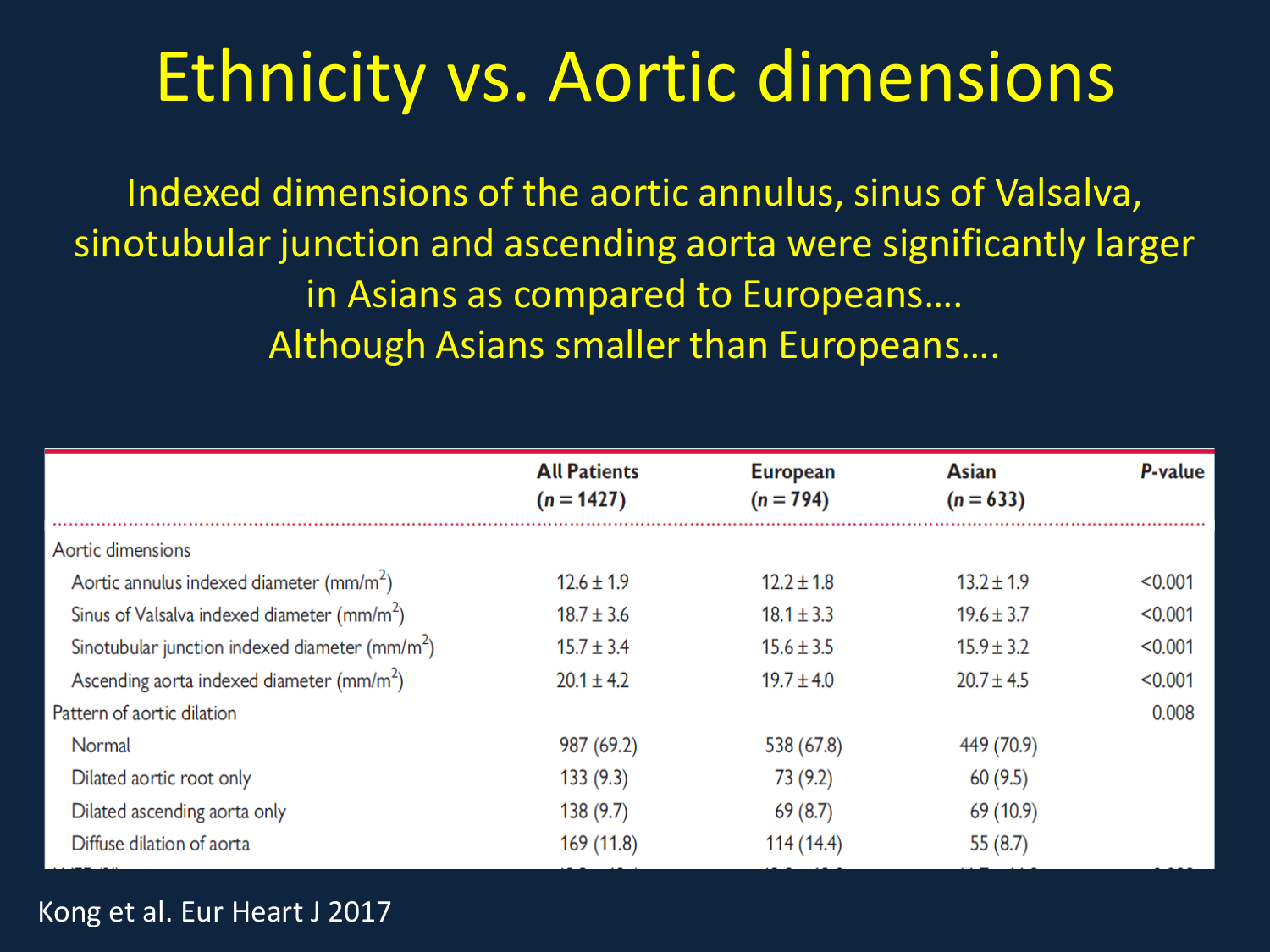# Ethnicity vs. Aortic dimensions

Indexed dimensions of the aortic annulus, sinus of Valsalva, sinotubular junction and ascending aorta were significantly larger in Asians as compared to Europeans….
Although Asians smaller than Europeans….

| | All Patients ($n = 1427$) | European ($n = 794$) | Asian ($n = 633$) | *P*-value |
|---|---|---|---|---|
| Aortic dimensions | | | | |
| Aortic annulus indexed diameter ($mm/m^2$) | 12.6 ± 1.9 | 12.2 ± 1.8 | 13.2 ± 1.9 | <0.001 |
| Sinus of Valsalva indexed diameter ($mm/m^2$) | 18.7 ± 3.6 | 18.1 ± 3.3 | 19.6 ± 3.7 | <0.001 |
| Sinotubular junction indexed diameter ($mm/m^2$) | 15.7 ± 3.4 | 15.6 ± 3.5 | 15.9 ± 3.2 | <0.001 |
| Ascending aorta indexed diameter ($mm/m^2$) | 20.1 ± 4.2 | 19.7 ± 4.0 | 20.7 ± 4.5 | <0.001 |
| Pattern of aortic dilation | | | | 0.008 |
| Normal | 987 (69.2) | 538 (67.8) | 449 (70.9) | |
| Dilated aortic root only | 133 (9.3) | 73 (9.2) | 60 (9.5) | |
| Dilated ascending aorta only | 138 (9.7) | 69 (8.7) | 69 (10.9) | |
| Diffuse dilation of aorta | 169 (11.8) | 114 (14.4) | 55 (8.7) | |

Kong et al. Eur Heart J 2017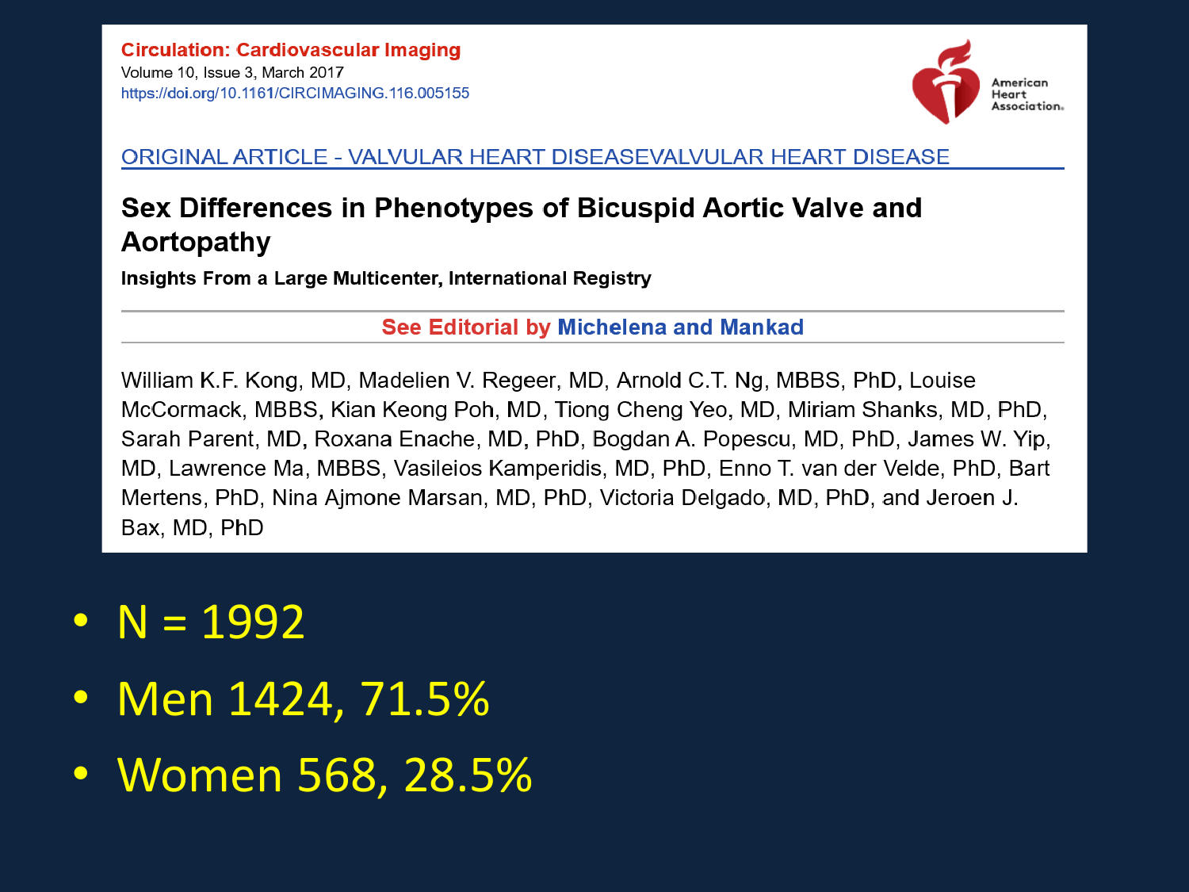**Circulation: Cardiovascular Imaging**
Volume 10, Issue 3, March 2017
https://doi.org/10.1161/CIRCIMAGING.116.005155

American Heart Association.

ORIGINAL ARTICLE - VALVULAR HEART DISEASEVALVULAR HEART DISEASE

## Sex Differences in Phenotypes of Bicuspid Aortic Valve and Aortopathy

**Insights From a Large Multicenter, International Registry**

**See Editorial by Michelena and Mankad**

William K.F. Kong, MD, Madelien V. Regeer, MD, Arnold C.T. Ng, MBBS, PhD, Louise McCormack, MBBS, Kian Keong Poh, MD, Tiong Cheng Yeo, MD, Miriam Shanks, MD, PhD, Sarah Parent, MD, Roxana Enache, MD, PhD, Bogdan A. Popescu, MD, PhD, James W. Yip, MD, Lawrence Ma, MBBS, Vasileios Kamperidis, MD, PhD, Enno T. van der Velde, PhD, Bart Mertens, PhD, Nina Ajmone Marsan, MD, PhD, Victoria Delgado, MD, PhD, and Jeroen J. Bax, MD, PhD

- N = 1992
- Men 1424, 71.5%
- Women 568, 28.5%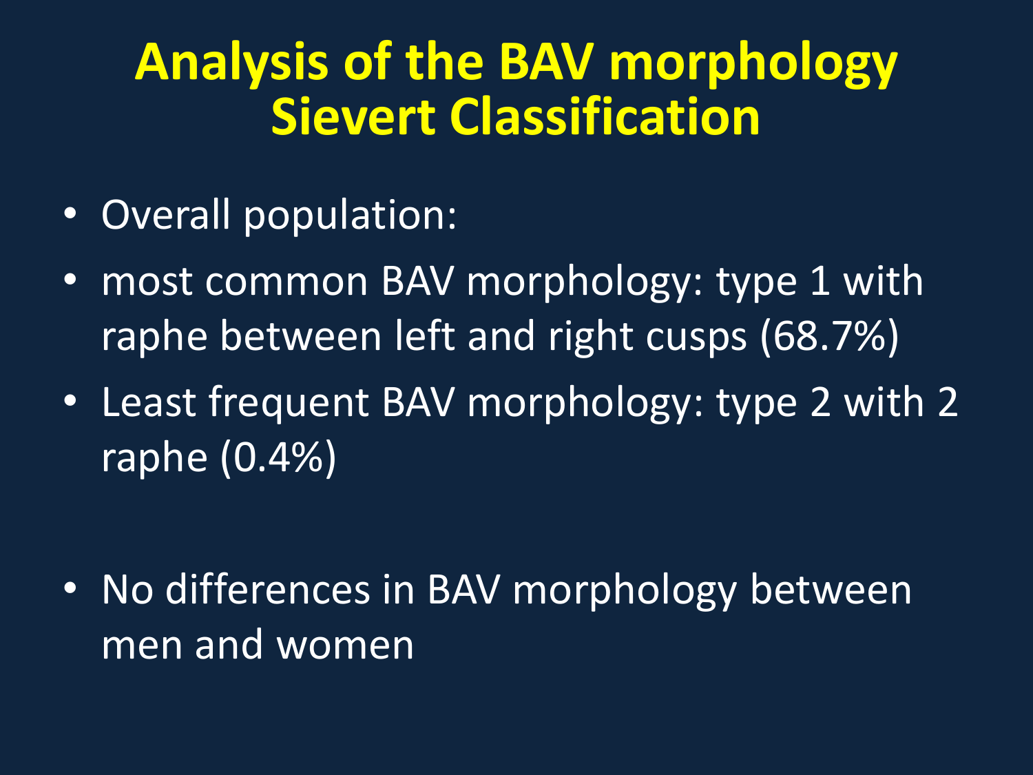# Analysis of the BAV morphology Sievert Classification

- Overall population:
- most common BAV morphology: type 1 with raphe between left and right cusps (68.7%)
- Least frequent BAV morphology: type 2 with 2 raphe (0.4%)

- No differences in BAV morphology between men and women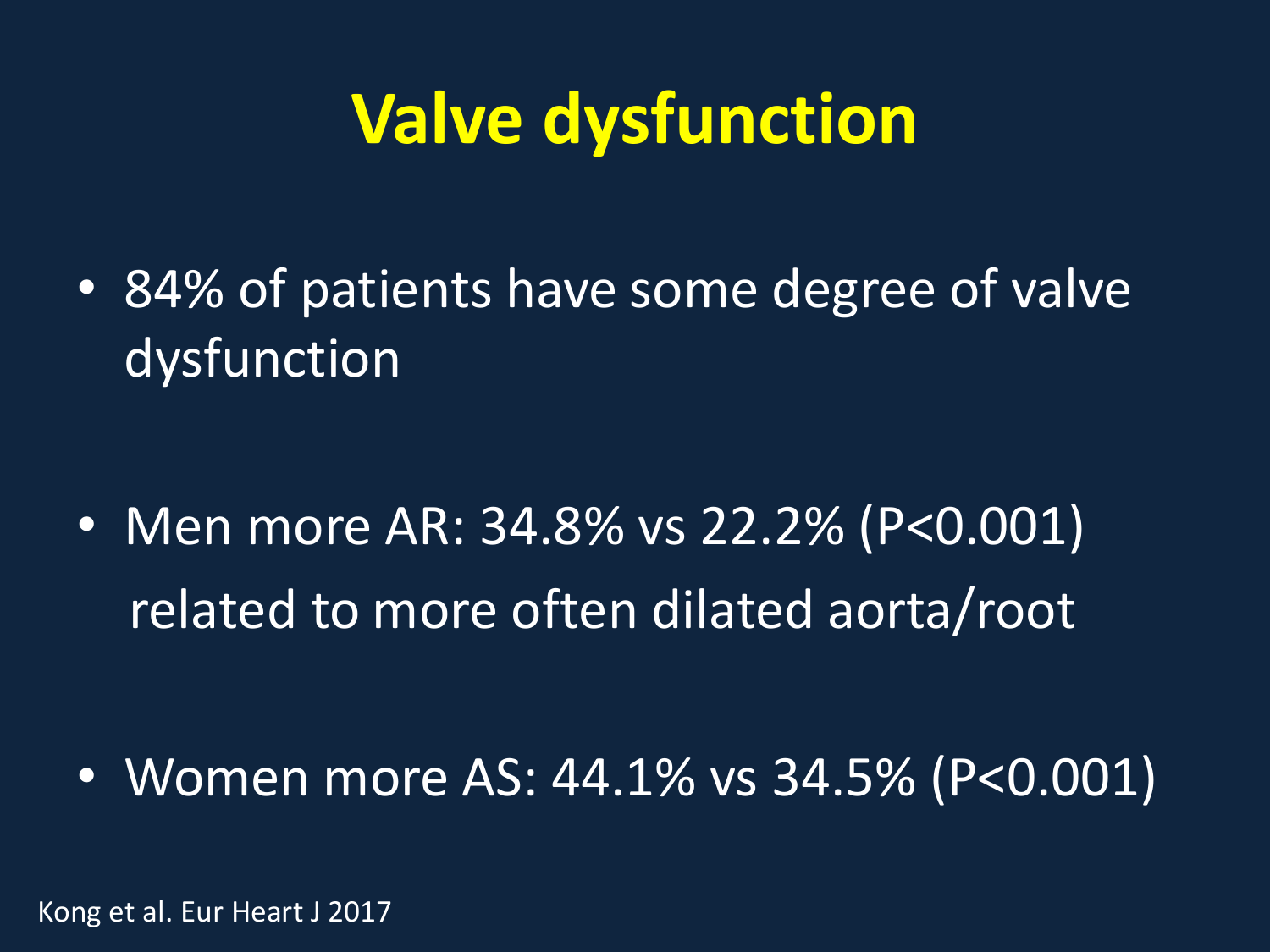# Valve dysfunction

- 84% of patients have some degree of valve dysfunction

- Men more AR: 34.8% vs 22.2% (P<0.001) related to more often dilated aorta/root

- Women more AS: 44.1% vs 34.5% (P<0.001)

Kong et al. Eur Heart J 2017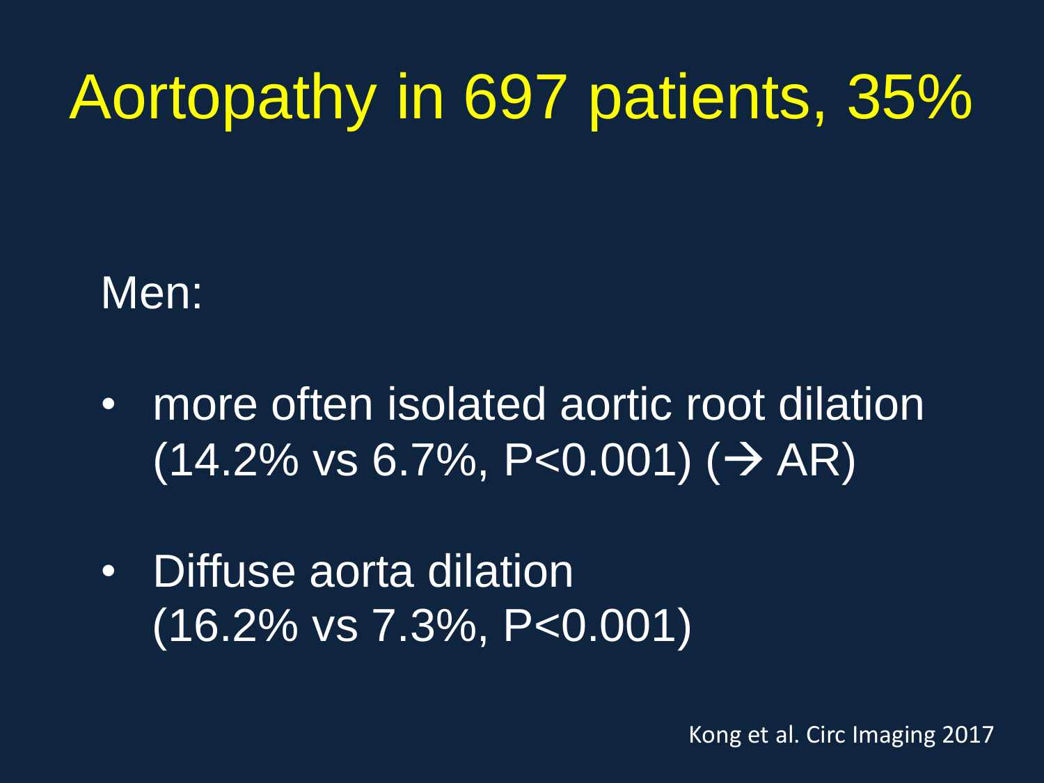# Aortopathy in 697 patients, 35%

Men:

- more often isolated aortic root dilation (14.2% vs 6.7%, P<0.001) (→ AR)
- Diffuse aorta dilation (16.2% vs 7.3%, P<0.001)

Kong et al. Circ Imaging 2017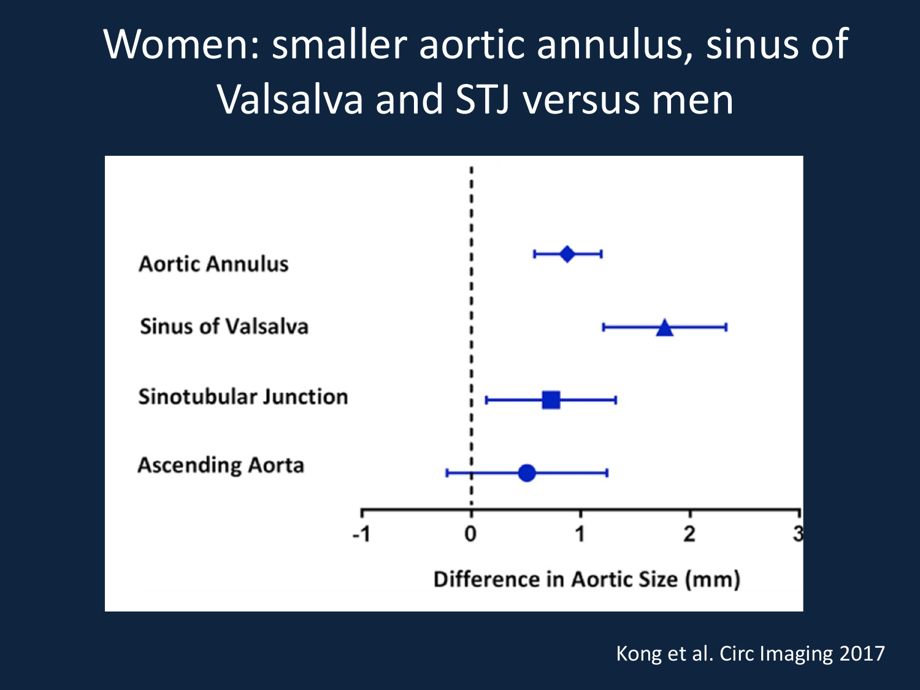# Women: smaller aortic annulus, sinus of Valsalva and STJ versus men

Aortic Annulus

Sinus of Valsalva

Sinotubular Junction

Ascending Aorta

-1 0 1 2 3

Difference in Aortic Size (mm)

Kong et al. Circ Imaging 2017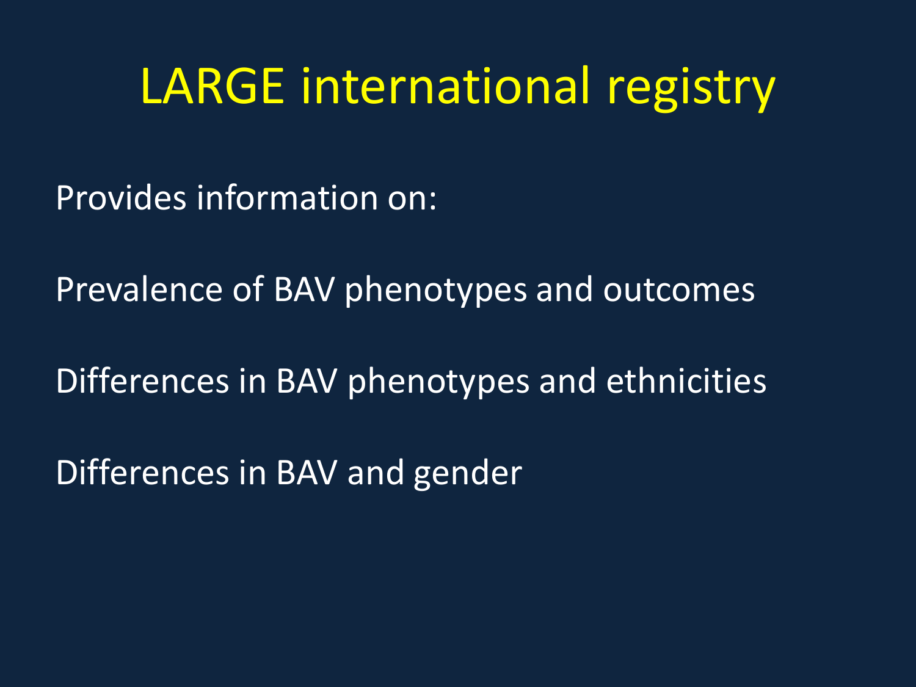# LARGE international registry

Provides information on:

Prevalence of BAV phenotypes and outcomes

Differences in BAV phenotypes and ethnicities

Differences in BAV and gender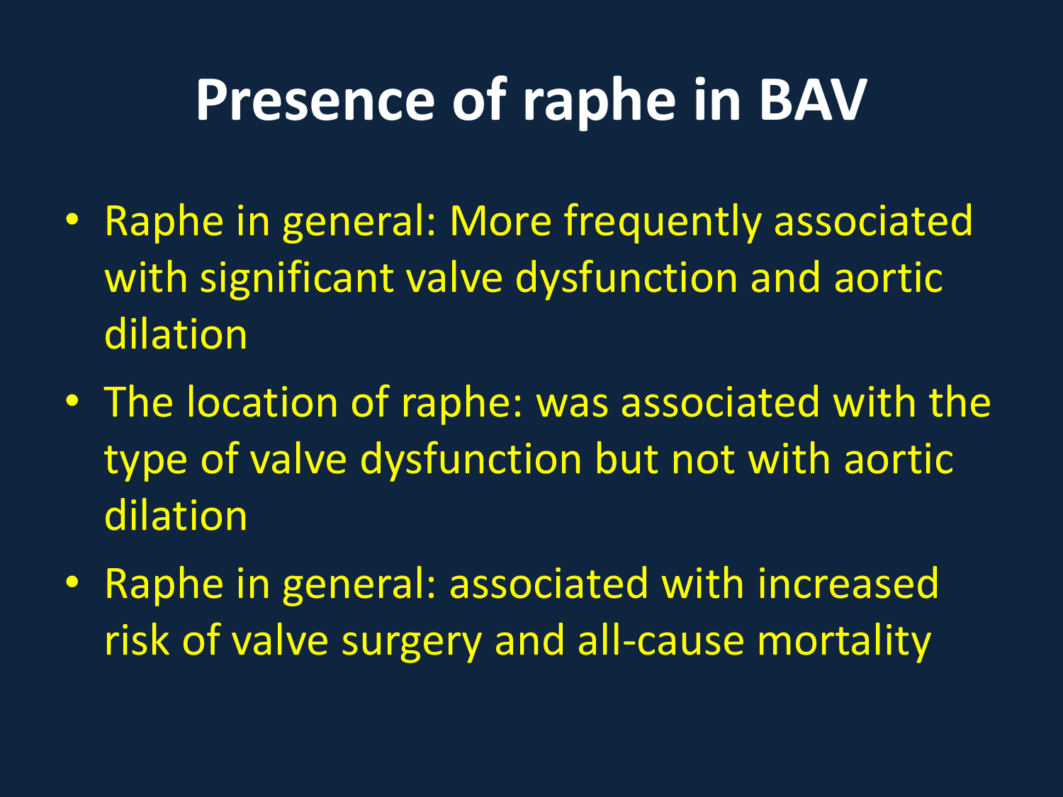# Presence of raphe in BAV

- Raphe in general: More frequently associated with significant valve dysfunction and aortic dilation
- The location of raphe: was associated with the type of valve dysfunction but not with aortic dilation
- Raphe in general: associated with increased risk of valve surgery and all-cause mortality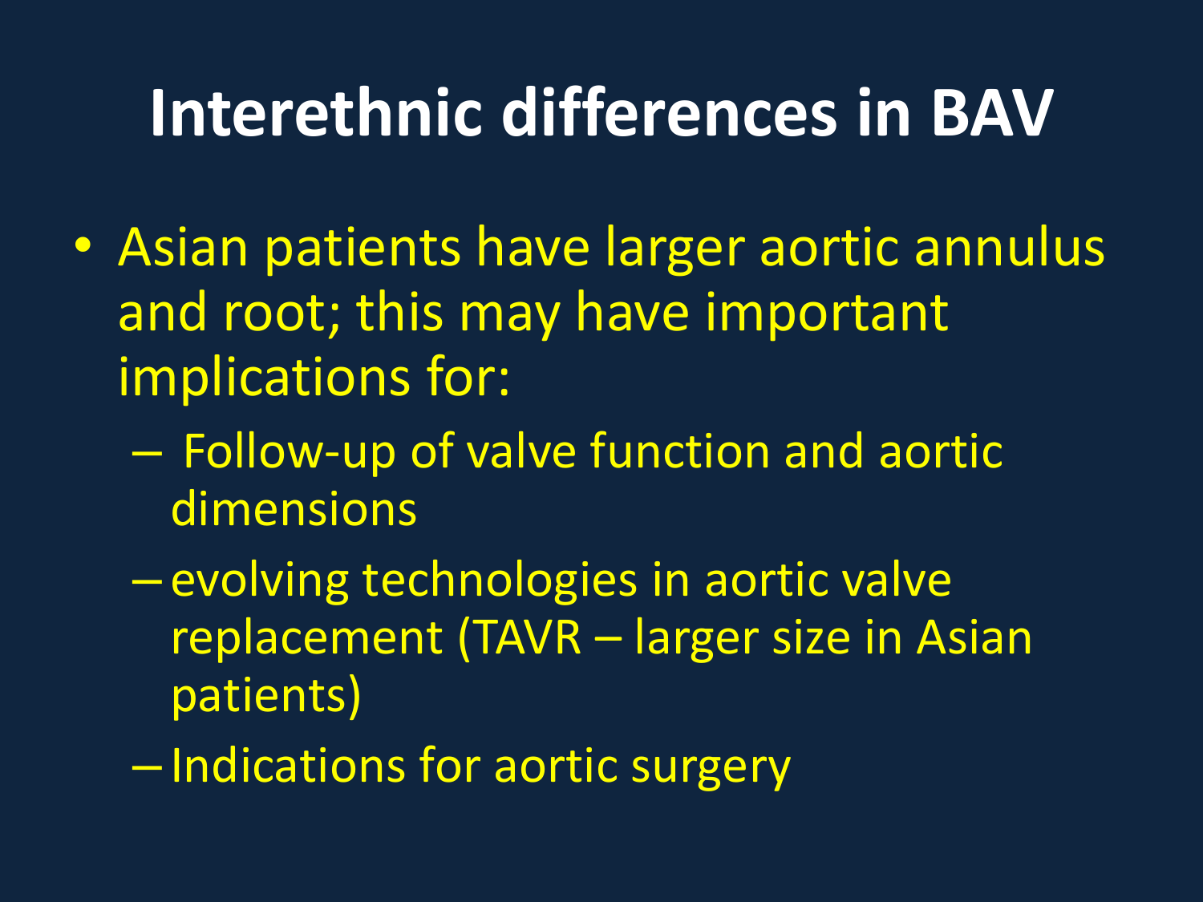# Interethnic differences in BAV

- Asian patients have larger aortic annulus and root; this may have important implications for:
  - Follow-up of valve function and aortic dimensions
  - evolving technologies in aortic valve replacement (TAVR – larger size in Asian patients)
  - Indications for aortic surgery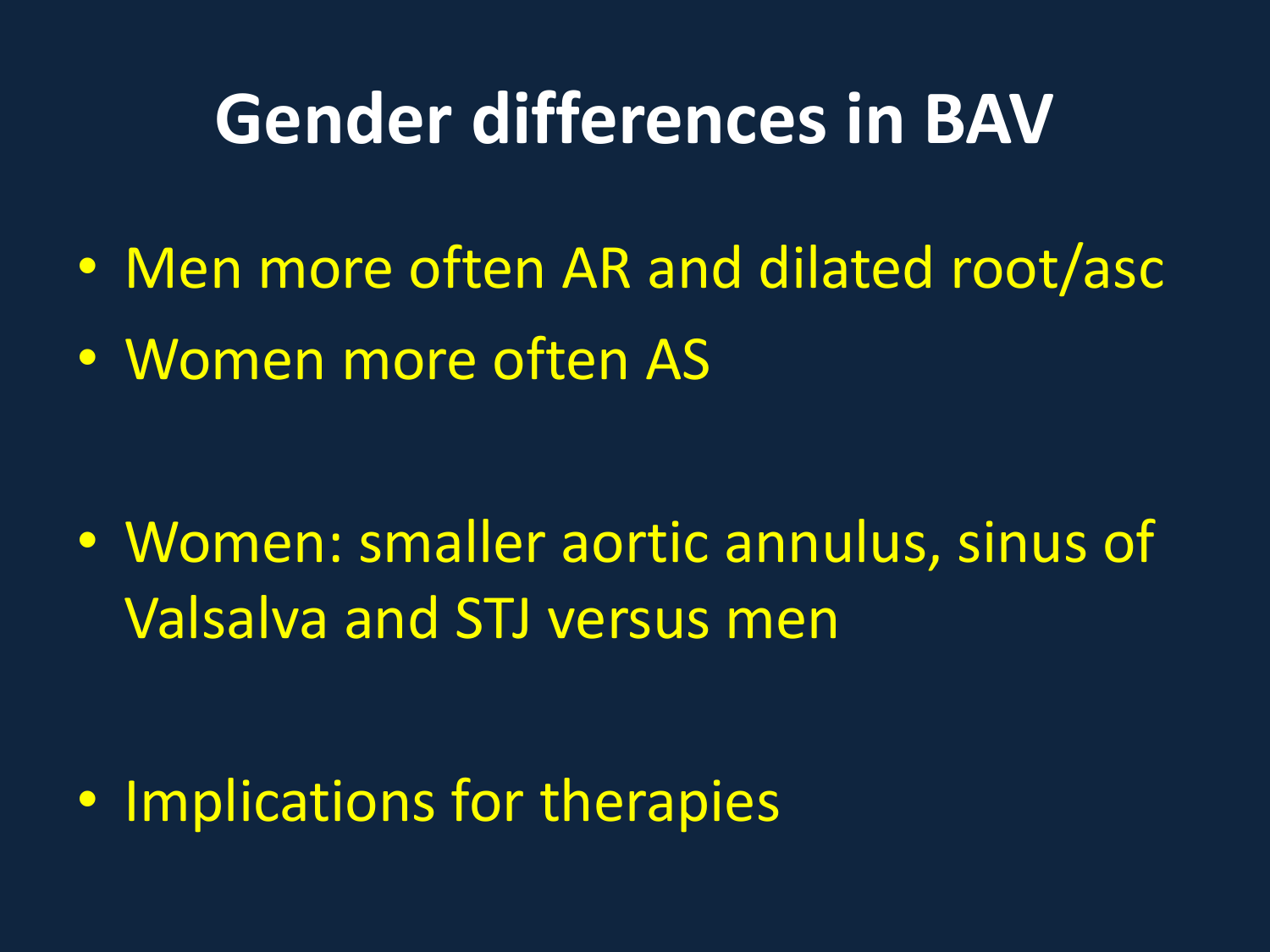# Gender differences in BAV

- Men more often AR and dilated root/asc
- Women more often AS

- Women: smaller aortic annulus, sinus of Valsalva and STJ versus men

- Implications for therapies